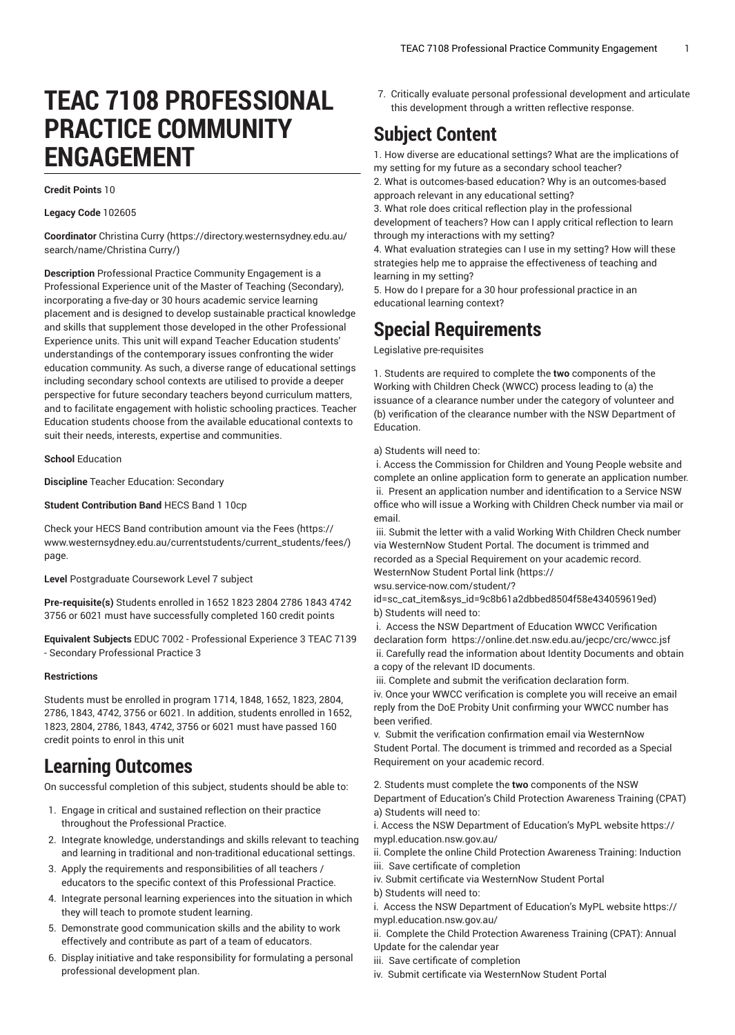# TEAC 7108 PROFESSIONAL PRACTICE COMMUNITY ENGAGEMENT

**Credit Points** 10

**Legacy Code** 102605

**Coordinator** Christina Curry (https://directory.westernsydney.edu.au/search/name/Christina Curry/)

**Description** Professional Practice Community Engagement is a Professional Experience unit of the Master of Teaching (Secondary), incorporating a five-day or 30 hours academic service learning placement and is designed to develop sustainable practical knowledge and skills that supplement those developed in the other Professional Experience units. This unit will expand Teacher Education students' understandings of the contemporary issues confronting the wider education community. As such, a diverse range of educational settings including secondary school contexts are utilised to provide a deeper perspective for future secondary teachers beyond curriculum matters, and to facilitate engagement with holistic schooling practices. Teacher Education students choose from the available educational contexts to suit their needs, interests, expertise and communities.

**School** Education

**Discipline** Teacher Education: Secondary

**Student Contribution Band** HECS Band 1 10cp

Check your HECS Band contribution amount via the Fees (https://www.westernsydney.edu.au/currentstudents/current_students/fees/) page.

**Level** Postgraduate Coursework Level 7 subject

**Pre-requisite(s)** Students enrolled in 1652 1823 2804 2786 1843 4742 3756 or 6021 must have successfully completed 160 credit points

**Equivalent Subjects** EDUC 7002 - Professional Experience 3 TEAC 7139 - Secondary Professional Practice 3

**Restrictions**

Students must be enrolled in program 1714, 1848, 1652, 1823, 2804, 2786, 1843, 4742, 3756 or 6021. In addition, students enrolled in 1652, 1823, 2804, 2786, 1843, 4742, 3756 or 6021 must have passed 160 credit points to enrol in this unit

## Learning Outcomes

On successful completion of this subject, students should be able to:

1. Engage in critical and sustained reflection on their practice throughout the Professional Practice.
2. Integrate knowledge, understandings and skills relevant to teaching and learning in traditional and non-traditional educational settings.
3. Apply the requirements and responsibilities of all teachers / educators to the specific context of this Professional Practice.
4. Integrate personal learning experiences into the situation in which they will teach to promote student learning.
5. Demonstrate good communication skills and the ability to work effectively and contribute as part of a team of educators.
6. Display initiative and take responsibility for formulating a personal professional development plan.
7. Critically evaluate personal professional development and articulate this development through a written reflective response.

## Subject Content

1. How diverse are educational settings? What are the implications of my setting for my future as a secondary school teacher?
2. What is outcomes-based education? Why is an outcomes-based approach relevant in any educational setting?
3. What role does critical reflection play in the professional development of teachers? How can I apply critical reflection to learn through my interactions with my setting?
4. What evaluation strategies can I use in my setting? How will these strategies help me to appraise the effectiveness of teaching and learning in my setting?
5. How do I prepare for a 30 hour professional practice in an educational learning context?

## Special Requirements

Legislative pre-requisites

1. Students are required to complete the **two** components of the Working with Children Check (WWCC) process leading to (a) the issuance of a clearance number under the category of volunteer and (b) verification of the clearance number with the NSW Department of Education.

a) Students will need to:

i. Access the Commission for Children and Young People website and complete an online application form to generate an application number.
ii. Present an application number and identification to a Service NSW office who will issue a Working with Children Check number via mail or email.
iii. Submit the letter with a valid Working With Children Check number via WesternNow Student Portal. The document is trimmed and recorded as a Special Requirement on your academic record. WesternNow Student Portal link (https://wsu.service-now.com/student/?id=sc_cat_item&sys_id=9c8b61a2dbbed8504f58e434059619ed)

b) Students will need to:

i. Access the NSW Department of Education WWCC Verification declaration form https://online.det.nsw.edu.au/jecpc/crc/wwcc.jsf
ii. Carefully read the information about Identity Documents and obtain a copy of the relevant ID documents.
iii. Complete and submit the verification declaration form.
iv. Once your WWCC verification is complete you will receive an email reply from the DoE Probity Unit confirming your WWCC number has been verified.
v. Submit the verification confirmation email via WesternNow Student Portal. The document is trimmed and recorded as a Special Requirement on your academic record.

2. Students must complete the **two** components of the NSW Department of Education's Child Protection Awareness Training (CPAT)

a) Students will need to:

i. Access the NSW Department of Education's MyPL website https://mypl.education.nsw.gov.au/
ii. Complete the online Child Protection Awareness Training: Induction
iii. Save certificate of completion
iv. Submit certificate via WesternNow Student Portal

b) Students will need to:

i. Access the NSW Department of Education's MyPL website https://mypl.education.nsw.gov.au/
ii. Complete the Child Protection Awareness Training (CPAT): Annual Update for the calendar year
iii. Save certificate of completion
iv. Submit certificate via WesternNow Student Portal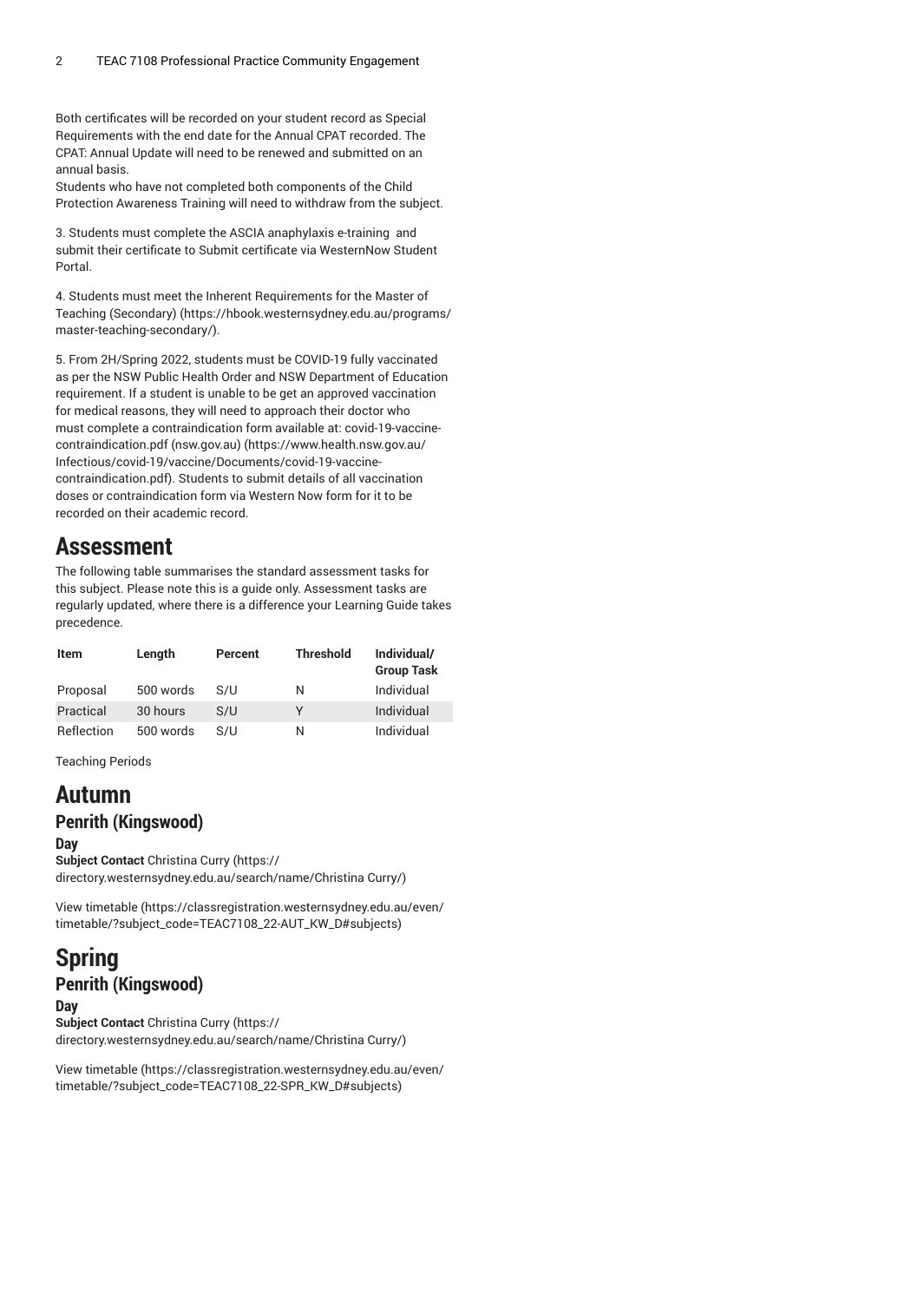Both certificates will be recorded on your student record as Special Requirements with the end date for the Annual CPAT recorded. The CPAT: Annual Update will need to be renewed and submitted on an annual basis.
Students who have not completed both components of the Child Protection Awareness Training will need to withdraw from the subject.

3. Students must complete the ASCIA anaphylaxis e-training and submit their certificate to Submit certificate via WesternNow Student Portal.

4. Students must meet the Inherent Requirements for the Master of Teaching (Secondary) (https://hbook.westernsydney.edu.au/programs/master-teaching-secondary/).

5. From 2H/Spring 2022, students must be COVID-19 fully vaccinated as per the NSW Public Health Order and NSW Department of Education requirement. If a student is unable to be get an approved vaccination for medical reasons, they will need to approach their doctor who must complete a contraindication form available at: covid-19-vaccine-contraindication.pdf (nsw.gov.au) (https://www.health.nsw.gov.au/Infectious/covid-19/vaccine/Documents/covid-19-vaccine-contraindication.pdf). Students to submit details of all vaccination doses or contraindication form via Western Now form for it to be recorded on their academic record.

# Assessment

The following table summarises the standard assessment tasks for this subject. Please note this is a guide only. Assessment tasks are regularly updated, where there is a difference your Learning Guide takes precedence.

| Item | Length | Percent | Threshold | Individual/ Group Task |
|---|---|---|---|---|
| Proposal | 500 words | S/U | N | Individual |
| Practical | 30 hours | S/U | Y | Individual |
| Reflection | 500 words | S/U | N | Individual |

Teaching Periods

# Autumn

## Penrith (Kingswood)

### Day

**Subject Contact** Christina Curry (https://directory.westernsydney.edu.au/search/name/Christina Curry/)

View timetable (https://classregistration.westernsydney.edu.au/even/timetable/?subject_code=TEAC7108_22-AUT_KW_D#subjects)

# Spring

## Penrith (Kingswood)

### Day

**Subject Contact** Christina Curry (https://directory.westernsydney.edu.au/search/name/Christina Curry/)

View timetable (https://classregistration.westernsydney.edu.au/even/timetable/?subject_code=TEAC7108_22-SPR_KW_D#subjects)